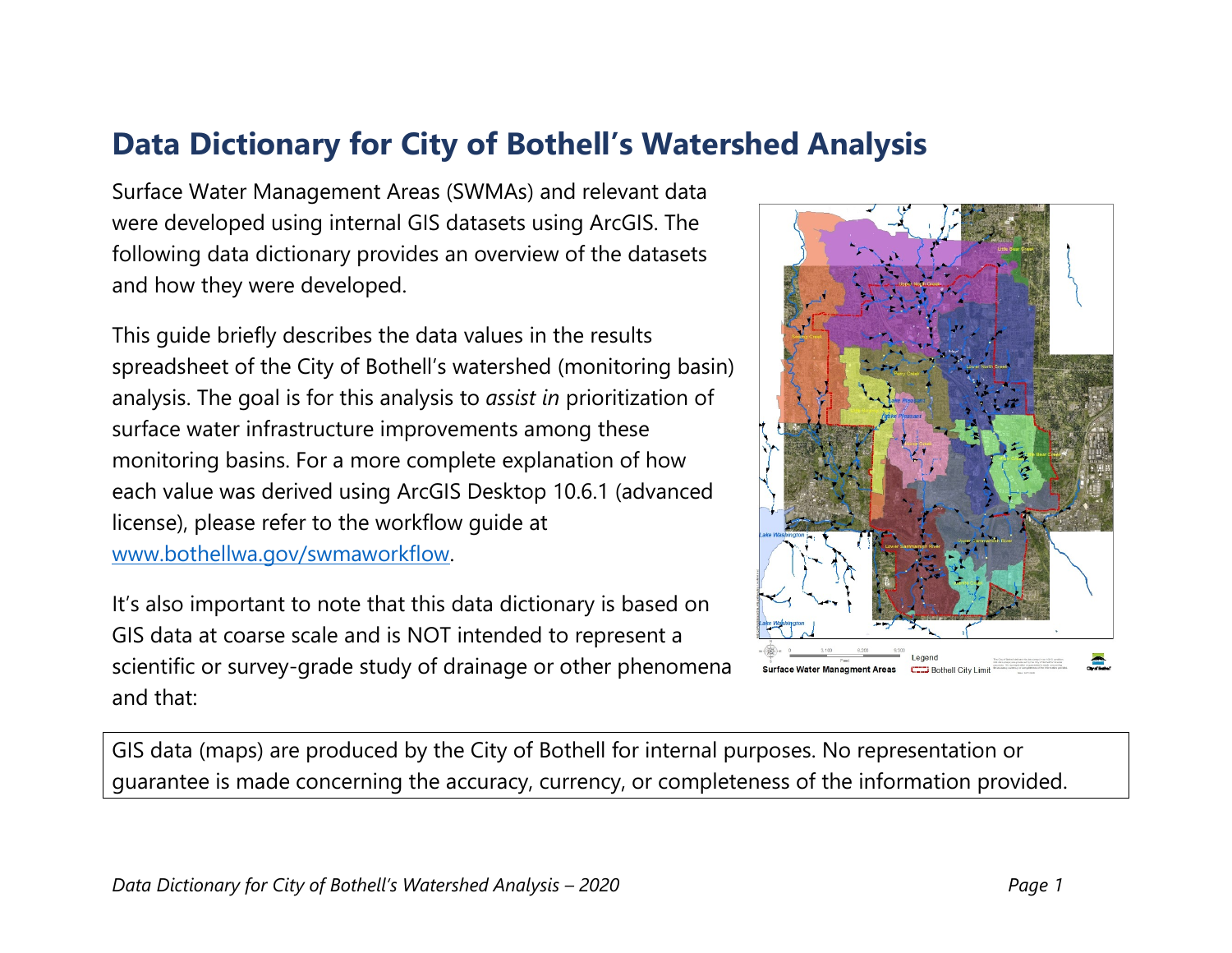# Data Dictionary for City of Bothell's Watershed Analysis

Surface Water Management Areas (SWMAs) and relevant data were developed using internal GIS datasets using ArcGIS. The following data dictionary provides an overview of the datasets and how they were developed.

This guide briefly describes the data values in the results spreadsheet of the City of Bothell's watershed (monitoring basin) analysis. The goal is for this analysis to *assist in* prioritization of surface water infrastructure improvements among these monitoring basins. For a more complete explanation of how each value was derived using ArcGIS Desktop 10.6.1 (advanced license), please refer to the workflow guide at [www.bothellwa.gov/swmaworkflow](http://www.bothellwa.gov/swmaworkflow).

It's also important to note that this data dictionary is based on GIS data at coarse scale and is NOT intended to represent a scientific or survey-grade study of drainage or other phenomena and that:

> GIS data (maps) are produced by the City of Bothell for internal purposes. No representation or guarantee is made concerning the accuracy, currency, or completeness of the information provided.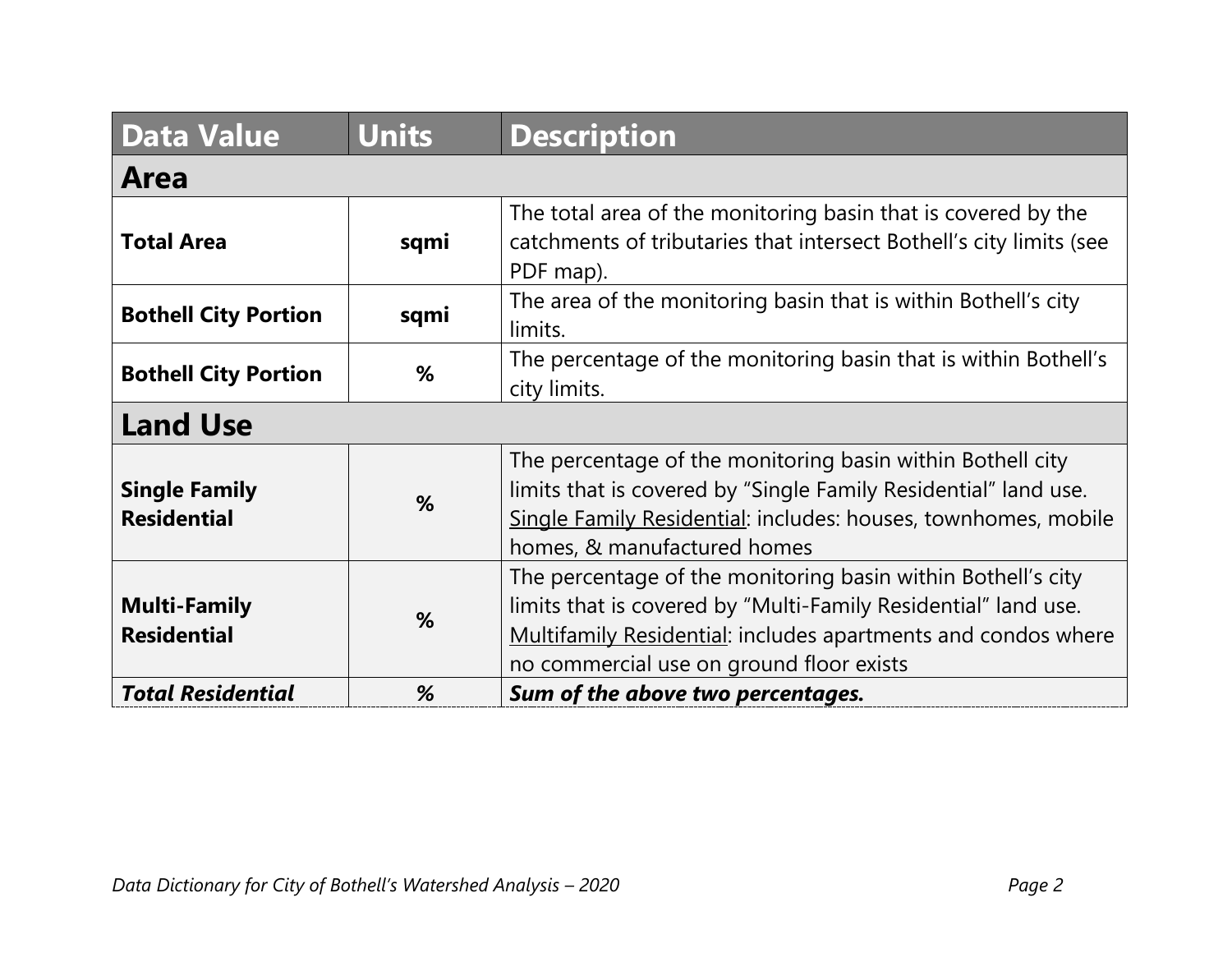| Data Value | Units | Description |
|---|---|---|
| **Area** | | |
| **Total Area** | **sqmi** | The total area of the monitoring basin that is covered by the catchments of tributaries that intersect Bothell's city limits (see PDF map). |
| **Bothell City Portion** | **sqmi** | The area of the monitoring basin that is within Bothell's city limits. |
| **Bothell City Portion** | **%** | The percentage of the monitoring basin that is within Bothell's city limits. |
| **Land Use** | | |
| **Single Family Residential** | **%** | The percentage of the monitoring basin within Bothell city limits that is covered by "Single Family Residential" land use. <u>Single Family Residential</u>: includes: houses, townhomes, mobile homes, & manufactured homes |
| **Multi-Family Residential** | **%** | The percentage of the monitoring basin within Bothell's city limits that is covered by "Multi-Family Residential" land use. <u>Multifamily Residential</u>: includes apartments and condos where no commercial use on ground floor exists |
| ***Total Residential*** | ***%*** | ***Sum of the above two percentages.*** |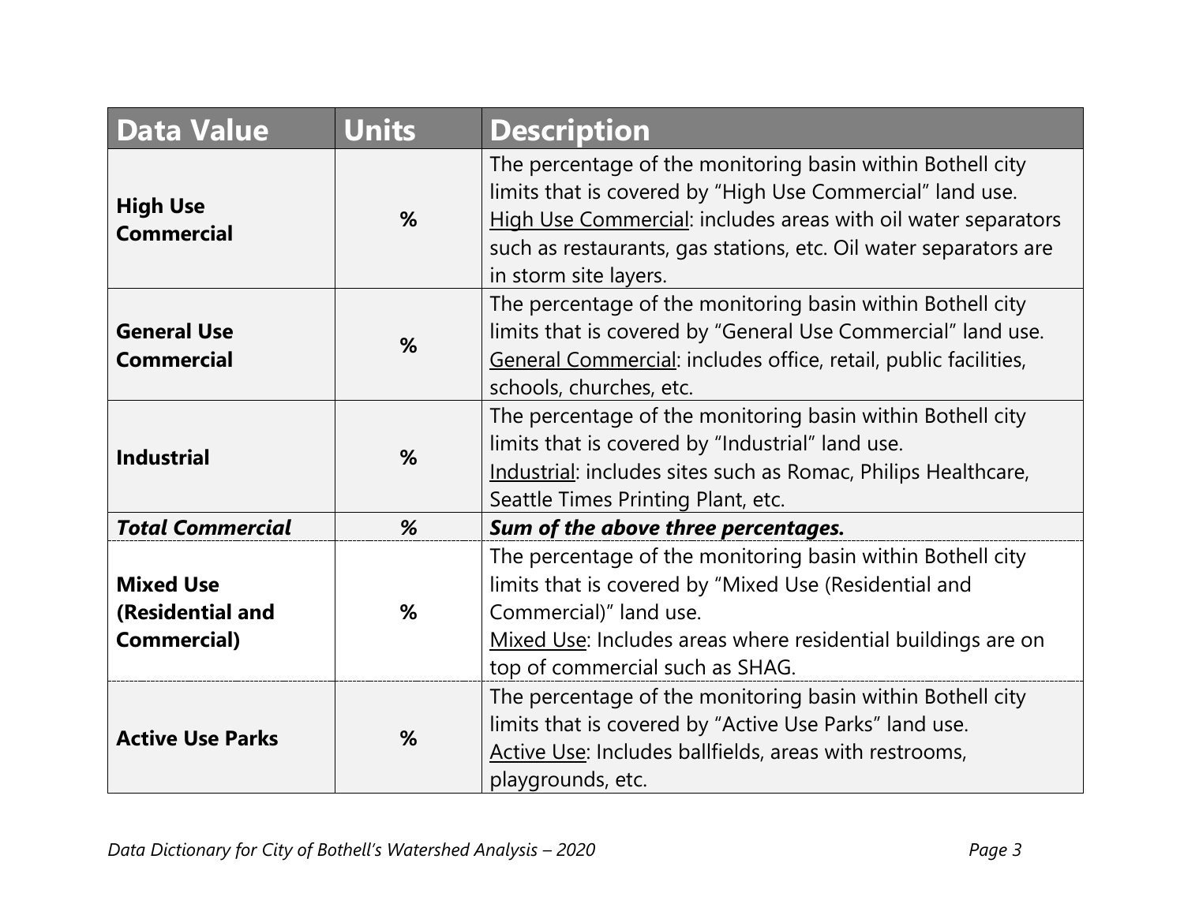| Data Value | Units | Description |
|---|---|---|
| **High Use Commercial** | **%** | The percentage of the monitoring basin within Bothell city limits that is covered by “High Use Commercial” land use. High Use Commercial: includes areas with oil water separators such as restaurants, gas stations, etc. Oil water separators are in storm site layers. |
| **General Use Commercial** | **%** | The percentage of the monitoring basin within Bothell city limits that is covered by “General Use Commercial” land use. General Commercial: includes office, retail, public facilities, schools, churches, etc. |
| **Industrial** | **%** | The percentage of the monitoring basin within Bothell city limits that is covered by “Industrial” land use. Industrial: includes sites such as Romac, Philips Healthcare, Seattle Times Printing Plant, etc. |
| ***Total Commercial*** | ***%*** | ***Sum of the above three percentages.*** |
| **Mixed Use (Residential and Commercial)** | **%** | The percentage of the monitoring basin within Bothell city limits that is covered by “Mixed Use (Residential and Commercial)” land use. Mixed Use: Includes areas where residential buildings are on top of commercial such as SHAG. |
| **Active Use Parks** | **%** | The percentage of the monitoring basin within Bothell city limits that is covered by “Active Use Parks” land use. Active Use: Includes ballfields, areas with restrooms, playgrounds, etc. |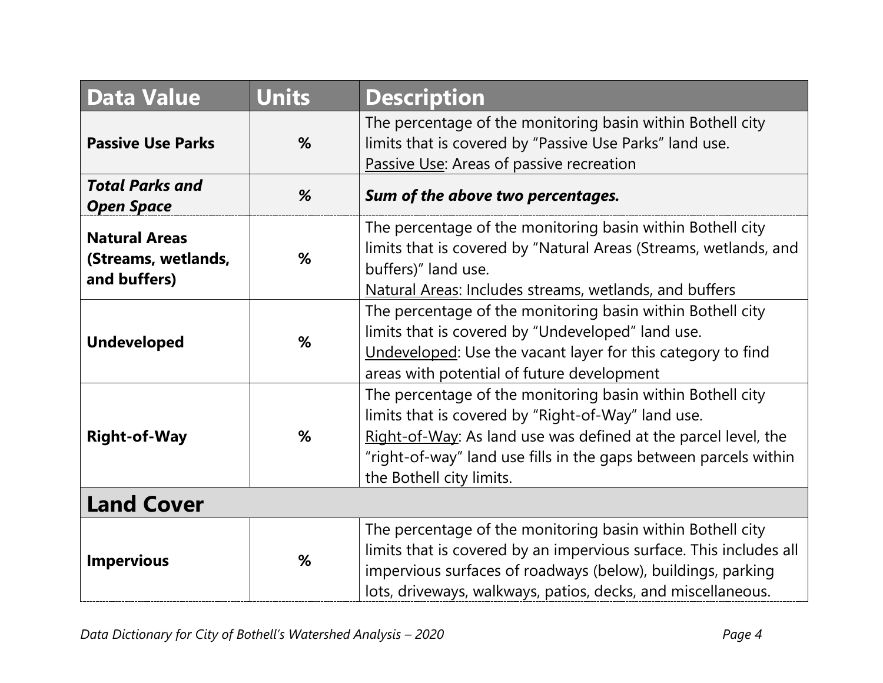| Data Value | Units | Description |
|---|---|---|
| **Passive Use Parks** | **%** | The percentage of the monitoring basin within Bothell city limits that is covered by "Passive Use Parks" land use.<br>Passive Use: Areas of passive recreation |
| ***Total Parks and Open Space*** | ***%*** | ***Sum of the above two percentages.*** |
| **Natural Areas (Streams, wetlands, and buffers)** | **%** | The percentage of the monitoring basin within Bothell city limits that is covered by "Natural Areas (Streams, wetlands, and buffers)" land use.<br>Natural Areas: Includes streams, wetlands, and buffers |
| **Undeveloped** | **%** | The percentage of the monitoring basin within Bothell city limits that is covered by "Undeveloped" land use.<br>Undeveloped: Use the vacant layer for this category to find areas with potential of future development |
| **Right-of-Way** | **%** | The percentage of the monitoring basin within Bothell city limits that is covered by "Right-of-Way" land use.<br>Right-of-Way: As land use was defined at the parcel level, the "right-of-way" land use fills in the gaps between parcels within the Bothell city limits. |
| **Land Cover** | | |
| **Impervious** | **%** | The percentage of the monitoring basin within Bothell city limits that is covered by an impervious surface. This includes all impervious surfaces of roadways (below), buildings, parking lots, driveways, walkways, patios, decks, and miscellaneous. |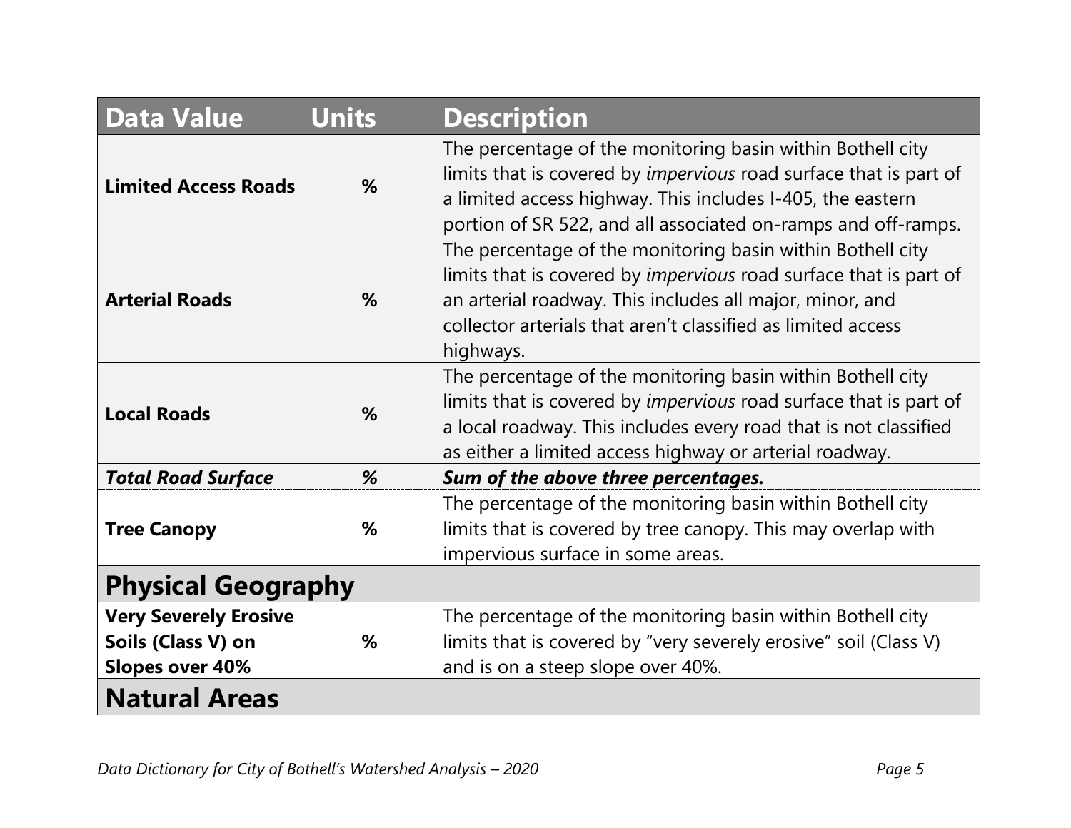| Data Value | Units | Description |
|---|---|---|
| **Limited Access Roads** | **%** | The percentage of the monitoring basin within Bothell city limits that is covered by *impervious* road surface that is part of a limited access highway. This includes I-405, the eastern portion of SR 522, and all associated on-ramps and off-ramps. |
| **Arterial Roads** | **%** | The percentage of the monitoring basin within Bothell city limits that is covered by *impervious* road surface that is part of an arterial roadway. This includes all major, minor, and collector arterials that aren't classified as limited access highways. |
| **Local Roads** | **%** | The percentage of the monitoring basin within Bothell city limits that is covered by *impervious* road surface that is part of a local roadway. This includes every road that is not classified as either a limited access highway or arterial roadway. |
| ***Total Road Surface*** | ***%*** | ***Sum of the above three percentages.*** |
| **Tree Canopy** | **%** | The percentage of the monitoring basin within Bothell city limits that is covered by tree canopy. This may overlap with impervious surface in some areas. |
| **Physical Geography** | | |
| **Very Severely Erosive Soils (Class V) on Slopes over 40%** | **%** | The percentage of the monitoring basin within Bothell city limits that is covered by "very severely erosive" soil (Class V) and is on a steep slope over 40%. |
| **Natural Areas** | | |

*Data Dictionary for City of Bothell's Watershed Analysis – 2020*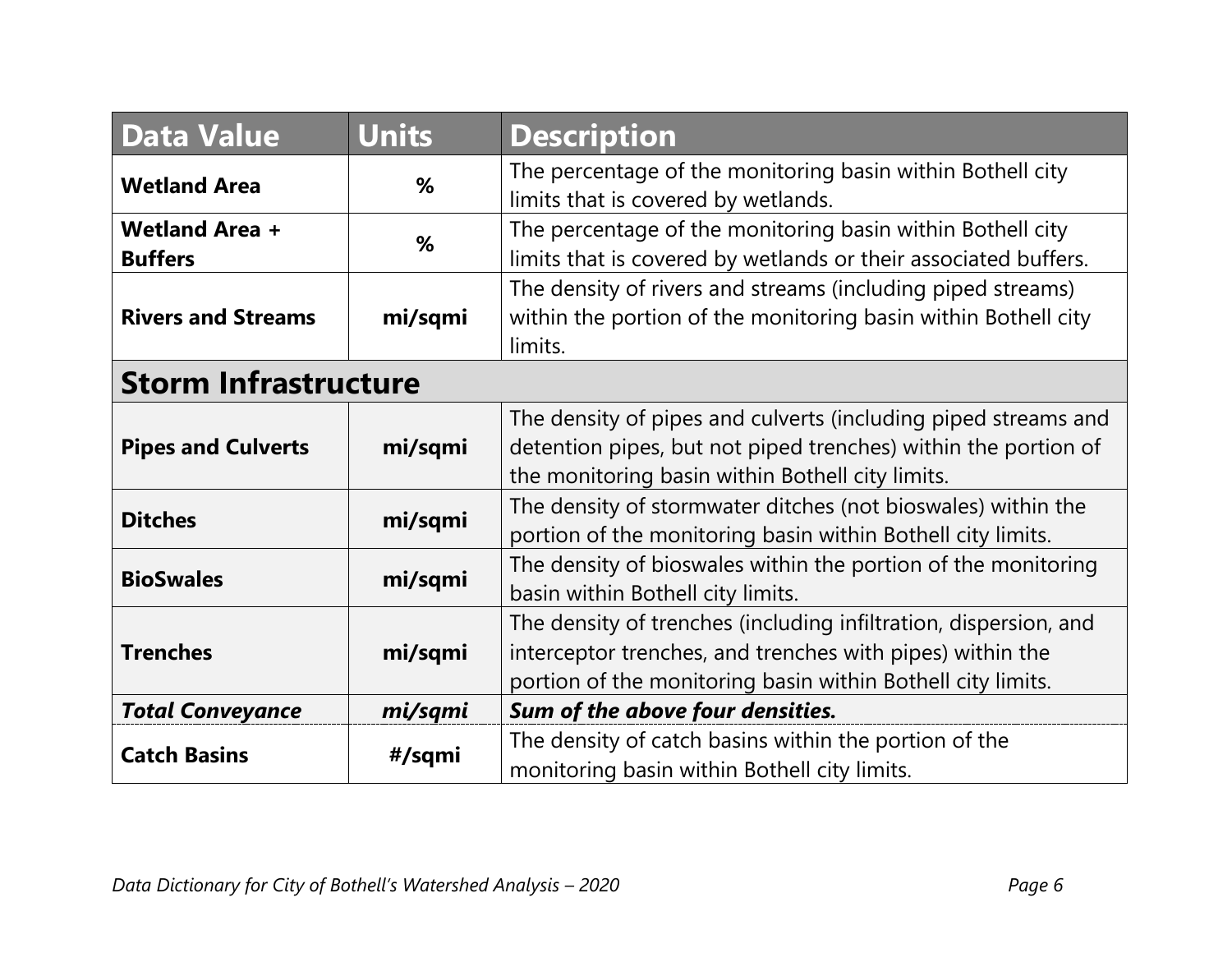| Data Value | Units | Description |
|---|---|---|
| **Wetland Area** | **%** | The percentage of the monitoring basin within Bothell city limits that is covered by wetlands. |
| **Wetland Area + Buffers** | **%** | The percentage of the monitoring basin within Bothell city limits that is covered by wetlands or their associated buffers. |
| **Rivers and Streams** | **mi/sqmi** | The density of rivers and streams (including piped streams) within the portion of the monitoring basin within Bothell city limits. |
| **Storm Infrastructure** | | |
| **Pipes and Culverts** | **mi/sqmi** | The density of pipes and culverts (including piped streams and detention pipes, but not piped trenches) within the portion of the monitoring basin within Bothell city limits. |
| **Ditches** | **mi/sqmi** | The density of stormwater ditches (not bioswales) within the portion of the monitoring basin within Bothell city limits. |
| **BioSwales** | **mi/sqmi** | The density of bioswales within the portion of the monitoring basin within Bothell city limits. |
| **Trenches** | **mi/sqmi** | The density of trenches (including infiltration, dispersion, and interceptor trenches, and trenches with pipes) within the portion of the monitoring basin within Bothell city limits. |
| ***Total Conveyance*** | ***mi/sqmi*** | ***Sum of the above four densities.*** |
| **Catch Basins** | **#/sqmi** | The density of catch basins within the portion of the monitoring basin within Bothell city limits. |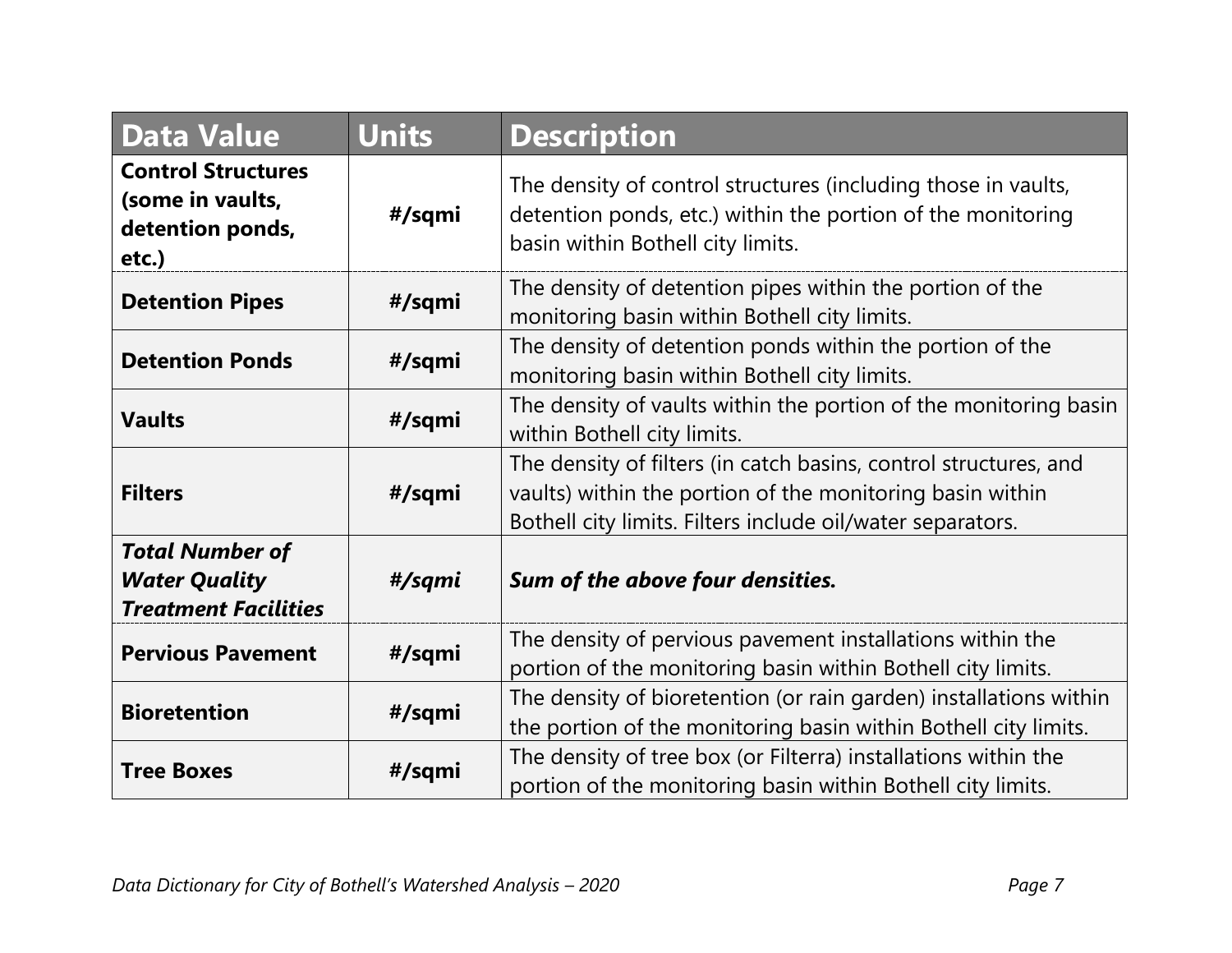| Data Value | Units | Description |
|---|---|---|
| **Control Structures (some in vaults, detention ponds, etc.)** | **#/sqmi** | The density of control structures (including those in vaults, detention ponds, etc.) within the portion of the monitoring basin within Bothell city limits. |
| **Detention Pipes** | **#/sqmi** | The density of detention pipes within the portion of the monitoring basin within Bothell city limits. |
| **Detention Ponds** | **#/sqmi** | The density of detention ponds within the portion of the monitoring basin within Bothell city limits. |
| **Vaults** | **#/sqmi** | The density of vaults within the portion of the monitoring basin within Bothell city limits. |
| **Filters** | **#/sqmi** | The density of filters (in catch basins, control structures, and vaults) within the portion of the monitoring basin within Bothell city limits. Filters include oil/water separators. |
| ***Total Number of Water Quality Treatment Facilities*** | ***#/sqmi*** | ***Sum of the above four densities.*** |
| **Pervious Pavement** | **#/sqmi** | The density of pervious pavement installations within the portion of the monitoring basin within Bothell city limits. |
| **Bioretention** | **#/sqmi** | The density of bioretention (or rain garden) installations within the portion of the monitoring basin within Bothell city limits. |
| **Tree Boxes** | **#/sqmi** | The density of tree box (or Filterra) installations within the portion of the monitoring basin within Bothell city limits. |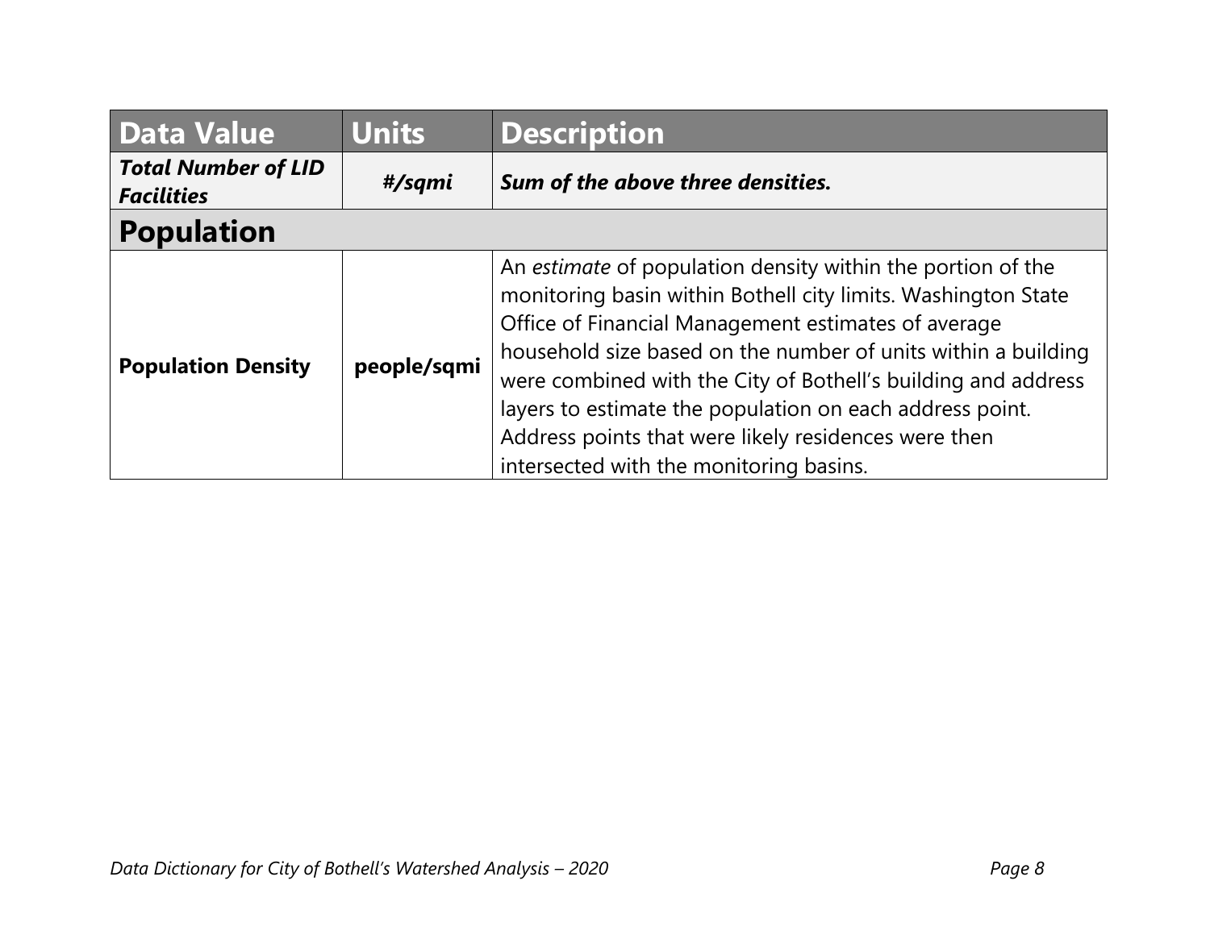| Data Value | Units | Description |
| --- | --- | --- |
| ***Total Number of LID Facilities*** | ***#/sqmi*** | ***Sum of the above three densities.*** |
| **Population** | | |
| **Population Density** | **people/sqmi** | An *estimate* of population density within the portion of the monitoring basin within Bothell city limits. Washington State Office of Financial Management estimates of average household size based on the number of units within a building were combined with the City of Bothell's building and address layers to estimate the population on each address point. Address points that were likely residences were then intersected with the monitoring basins. |